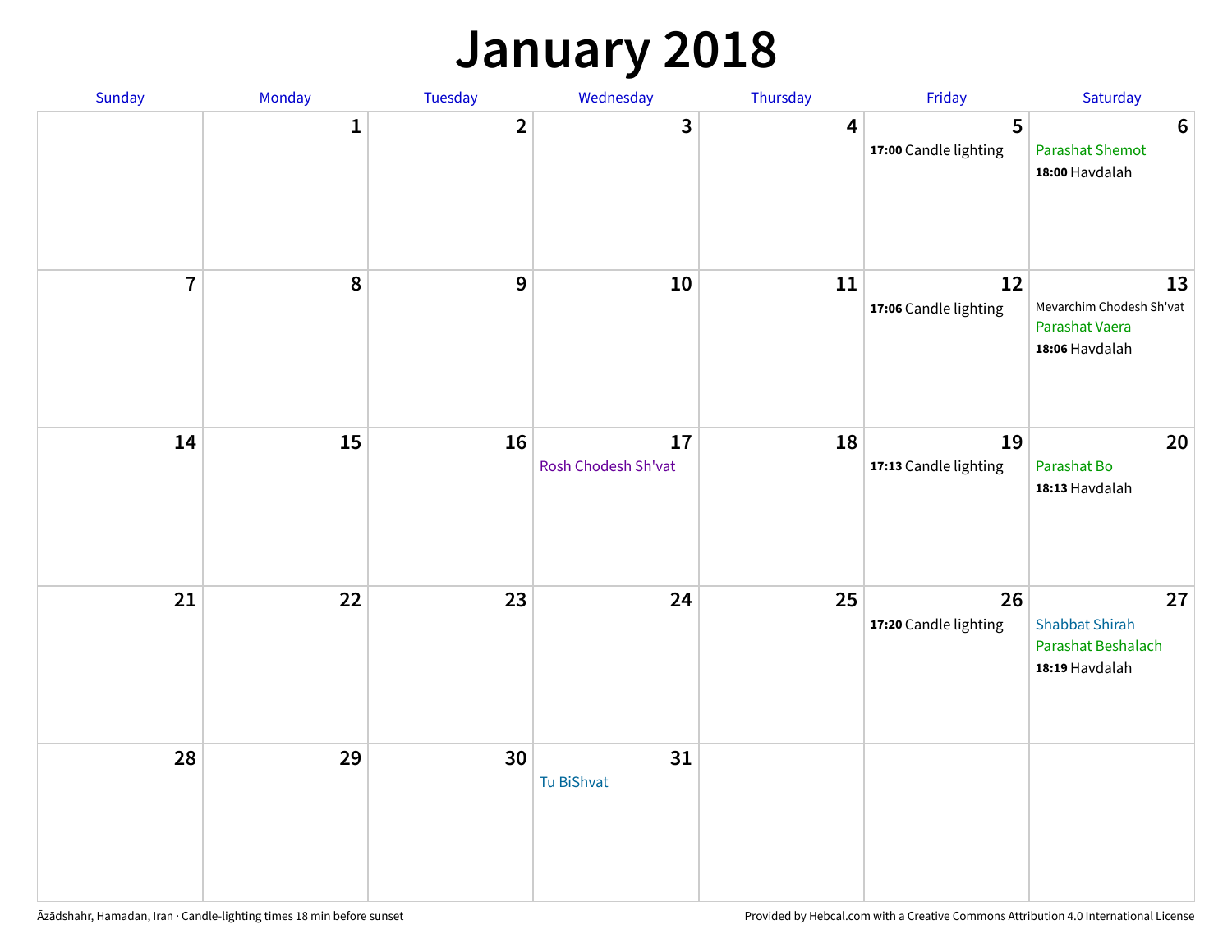# January 2018

| Sunday | Monday | Tuesday | Wednesday | Thursday | Friday | Saturday |
|---|---|---|---|---|---|---|
| | 1 | 2 | 3 | 4 | 5<br>**17:00** Candle lighting | 6<br>Parashat Shemot<br>**18:00** Havdalah |
| 7 | 8 | 9 | 10 | 11 | 12<br>**17:06** Candle lighting | 13<br>Mevarchim Chodesh Sh'vat<br>Parashat Vaera<br>**18:06** Havdalah |
| 14 | 15 | 16 | 17<br>Rosh Chodesh Sh'vat | 18 | 19<br>**17:13** Candle lighting | 20<br>Parashat Bo<br>**18:13** Havdalah |
| 21 | 22 | 23 | 24 | 25 | 26<br>**17:20** Candle lighting | 27<br>Shabbat Shirah<br>Parashat Beshalach<br>**18:19** Havdalah |
| 28 | 29 | 30 | 31<br>Tu BiShvat | | | |

Āzādshahr, Hamadan, Iran · Candle-lighting times 18 min before sunset

Provided by Hebcal.com with a Creative Commons Attribution 4.0 International License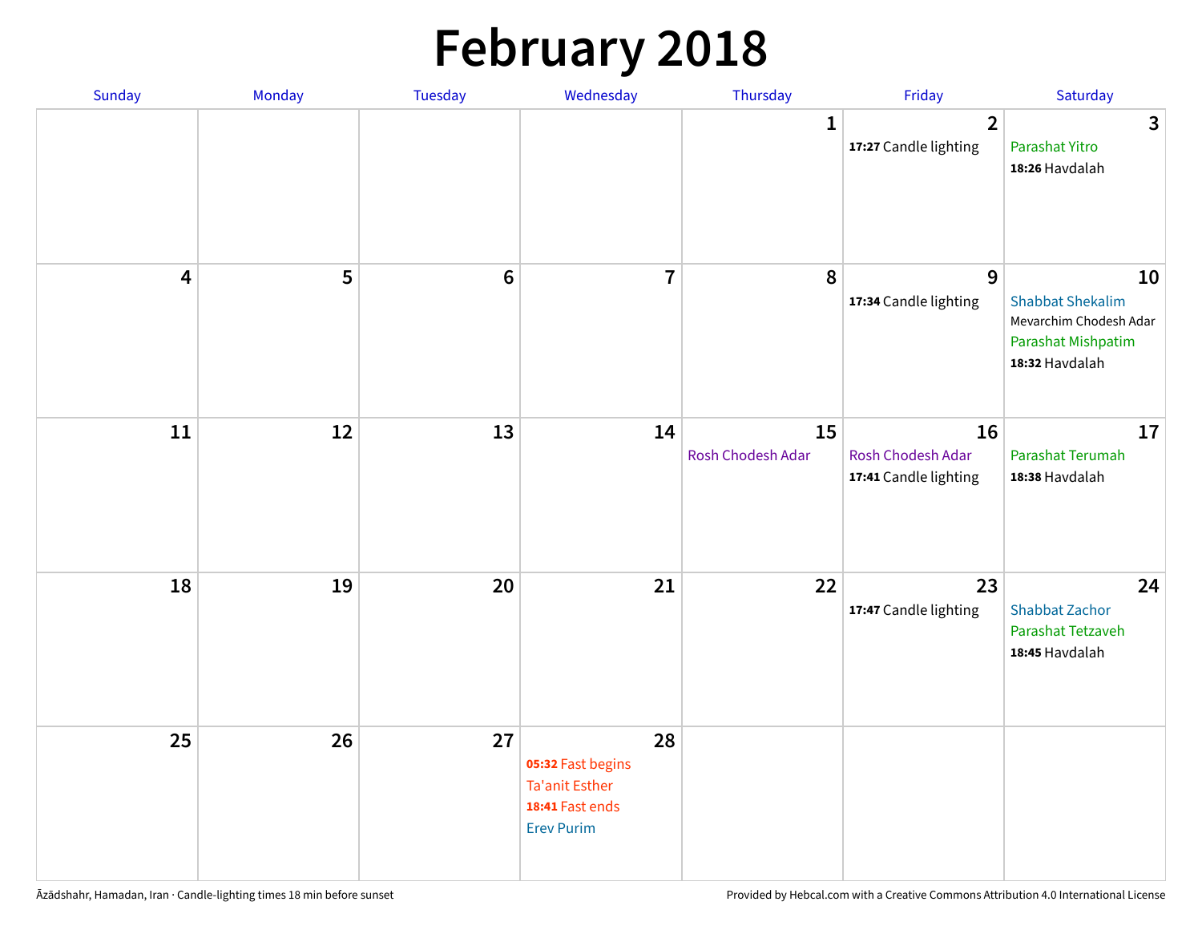# February 2018

| Sunday | Monday | Tuesday | Wednesday | Thursday | Friday | Saturday |
|---|---|---|---|---|---|---|
| | | | | 1 | 2<br>**17:27** Candle lighting | 3<br>Parashat Yitro<br>**18:26** Havdalah |
| 4 | 5 | 6 | 7 | 8 | 9<br>**17:34** Candle lighting | 10<br>Shabbat Shekalim<br>Mevarchim Chodesh Adar<br>Parashat Mishpatim<br>**18:32** Havdalah |
| 11 | 12 | 13 | 14 | 15<br>Rosh Chodesh Adar | 16<br>Rosh Chodesh Adar<br>**17:41** Candle lighting | 17<br>Parashat Terumah<br>**18:38** Havdalah |
| 18 | 19 | 20 | 21 | 22 | 23<br>**17:47** Candle lighting | 24<br>Shabbat Zachor<br>Parashat Tetzaveh<br>**18:45** Havdalah |
| 25 | 26 | 27 | 28<br>**05:32** Fast begins<br>Ta'anit Esther<br>**18:41** Fast ends<br>Erev Purim | | | |

Āzādshahr, Hamadan, Iran · Candle-lighting times 18 min before sunset

Provided by Hebcal.com with a Creative Commons Attribution 4.0 International License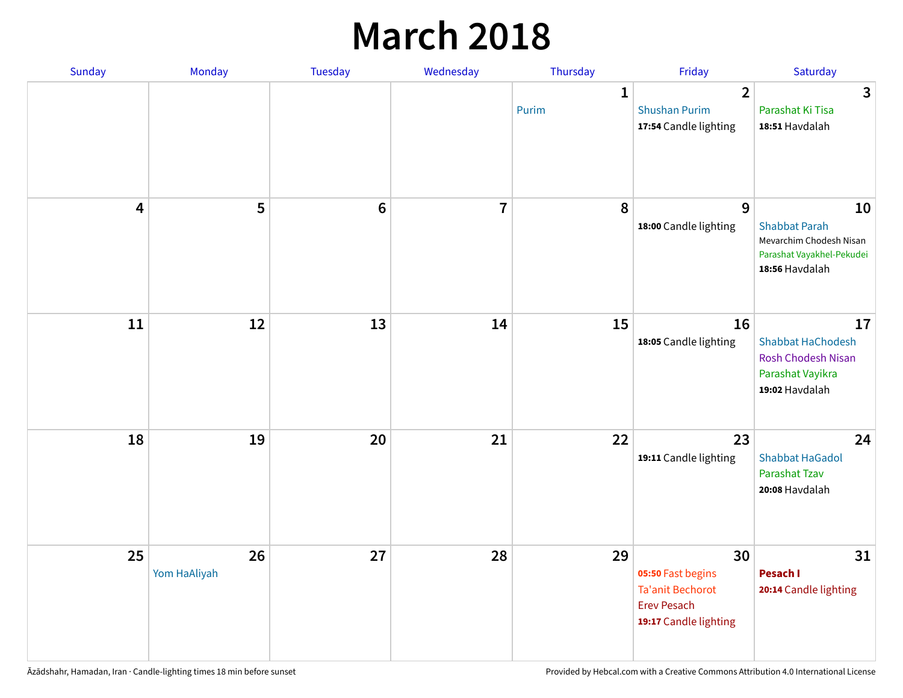# March 2018

| Sunday | Monday | Tuesday | Wednesday | Thursday | Friday | Saturday |
|---|---|---|---|---|---|---|
| | | | | 1<br>Purim | 2<br>Shushan Purim<br>**17:54** Candle lighting | 3<br>Parashat Ki Tisa<br>**18:51** Havdalah |
| 4 | 5 | 6 | 7 | 8 | 9<br>**18:00** Candle lighting | 10<br>Shabbat Parah<br>Mevarchim Chodesh Nisan<br>Parashat Vayakhel-Pekudei<br>**18:56** Havdalah |
| 11 | 12 | 13 | 14 | 15 | 16<br>**18:05** Candle lighting | 17<br>Shabbat HaChodesh<br>Rosh Chodesh Nisan<br>Parashat Vayikra<br>**19:02** Havdalah |
| 18 | 19 | 20 | 21 | 22 | 23<br>**19:11** Candle lighting | 24<br>Shabbat HaGadol<br>Parashat Tzav<br>**20:08** Havdalah |
| 25 | 26<br>Yom HaAliyah | 27 | 28 | 29 | 30<br>**05:50** Fast begins<br>Ta'anit Bechorot<br>Erev Pesach<br>**19:17** Candle lighting | 31<br>**Pesach I**<br>**20:14** Candle lighting |

Āzādshahr, Hamadan, Iran · Candle-lighting times 18 min before sunset

Provided by Hebcal.com with a Creative Commons Attribution 4.0 International License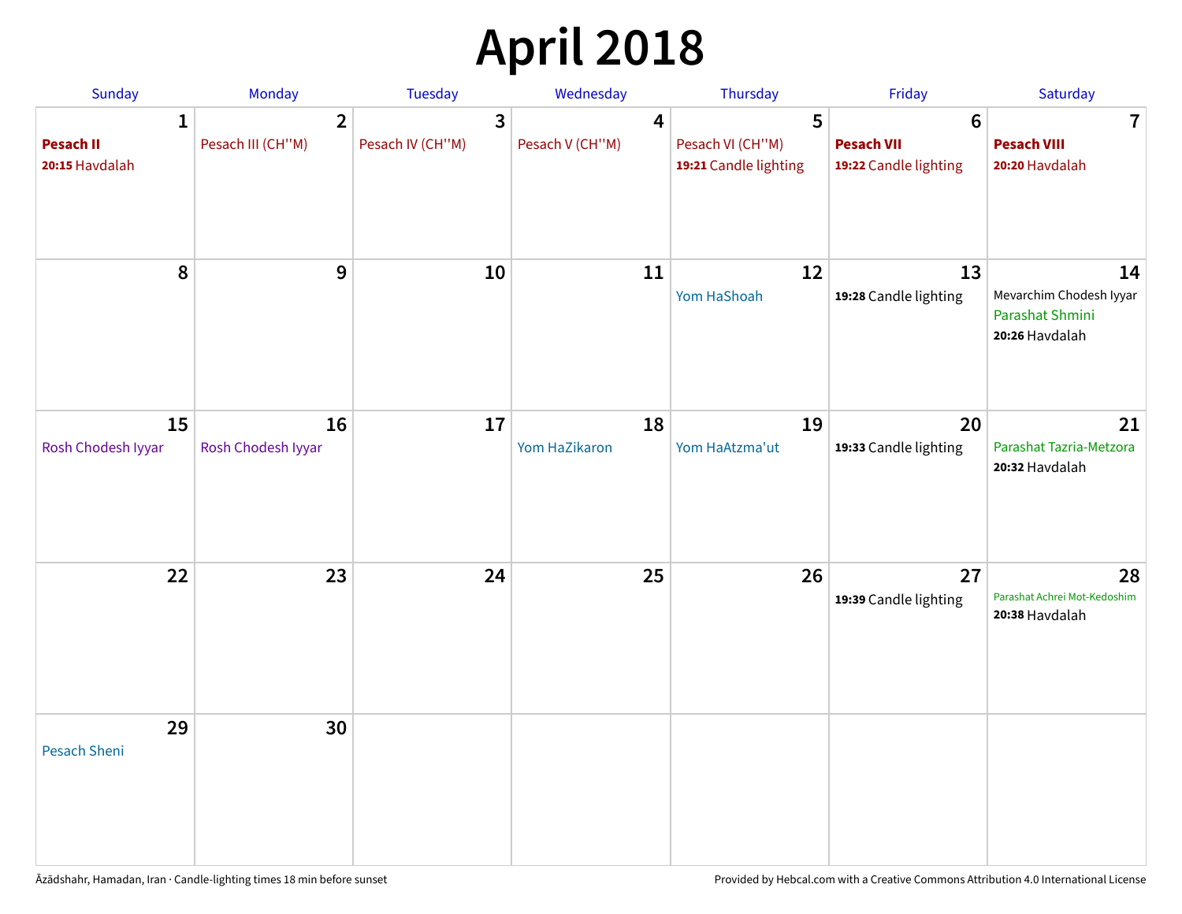# April 2018

| Sunday | Monday | Tuesday | Wednesday | Thursday | Friday | Saturday |
|---|---|---|---|---|---|---|
| **1**<br>**Pesach II**<br>**20:15** Havdalah | **2**<br>Pesach III (CH''M) | **3**<br>Pesach IV (CH''M) | **4**<br>Pesach V (CH''M) | **5**<br>Pesach VI (CH''M)<br>**19:21** Candle lighting | **6**<br>**Pesach VII**<br>**19:22** Candle lighting | **7**<br>**Pesach VIII**<br>**20:20** Havdalah |
| **8** | **9** | **10** | **11** | **12**<br>Yom HaShoah | **13**<br>**19:28** Candle lighting | **14**<br>Mevarchim Chodesh Iyyar<br>Parashat Shmini<br>**20:26** Havdalah |
| **15**<br>Rosh Chodesh Iyyar | **16**<br>Rosh Chodesh Iyyar | **17** | **18**<br>Yom HaZikaron | **19**<br>Yom HaAtzma'ut | **20**<br>**19:33** Candle lighting | **21**<br>Parashat Tazria-Metzora<br>**20:32** Havdalah |
| **22** | **23** | **24** | **25** | **26** | **27**<br>**19:39** Candle lighting | **28**<br>Parashat Achrei Mot-Kedoshim<br>**20:38** Havdalah |
| **29**<br>Pesach Sheni | **30** | | | | | |

Āzādshahr, Hamadan, Iran · Candle-lighting times 18 min before sunset

Provided by Hebcal.com with a Creative Commons Attribution 4.0 International License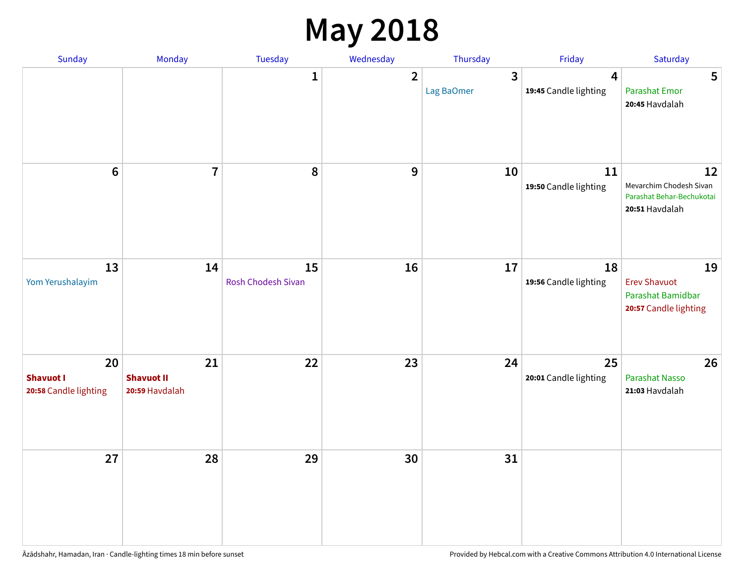# May 2018

| Sunday | Monday | Tuesday | Wednesday | Thursday | Friday | Saturday |
|---|---|---|---|---|---|---|
| | | 1 | 2 | 3<br>Lag BaOmer | 4<br>**19:45** Candle lighting | 5<br>Parashat Emor<br>**20:45** Havdalah |
| 6 | 7 | 8 | 9 | 10 | 11<br>**19:50** Candle lighting | 12<br>Mevarchim Chodesh Sivan<br>Parashat Behar-Bechukotai<br>**20:51** Havdalah |
| 13<br>Yom Yerushalayim | 14 | 15<br>Rosh Chodesh Sivan | 16 | 17 | 18<br>**19:56** Candle lighting | 19<br>Erev Shavuot<br>Parashat Bamidbar<br>**20:57** Candle lighting |
| 20<br>**Shavuot I**<br>**20:58** Candle lighting | 21<br>**Shavuot II**<br>**20:59** Havdalah | 22 | 23 | 24 | 25<br>**20:01** Candle lighting | 26<br>Parashat Nasso<br>**21:03** Havdalah |
| 27 | 28 | 29 | 30 | 31 | | |

Āzādshahr, Hamadan, Iran · Candle-lighting times 18 min before sunset

Provided by Hebcal.com with a Creative Commons Attribution 4.0 International License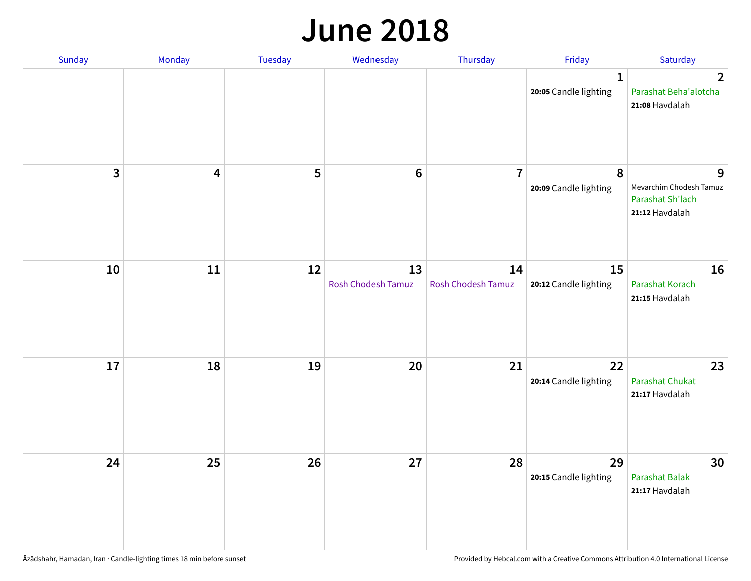# June 2018

| Sunday | Monday | Tuesday | Wednesday | Thursday | Friday | Saturday |
|---|---|---|---|---|---|---|
| | | | | | 1<br>**20:05** Candle lighting | 2<br>Parashat Beha'alotcha<br>**21:08** Havdalah |
| 3 | 4 | 5 | 6 | 7 | 8<br>**20:09** Candle lighting | 9<br>Mevarchim Chodesh Tamuz<br>Parashat Sh'lach<br>**21:12** Havdalah |
| 10 | 11 | 12 | 13<br>Rosh Chodesh Tamuz | 14<br>Rosh Chodesh Tamuz | 15<br>**20:12** Candle lighting | 16<br>Parashat Korach<br>**21:15** Havdalah |
| 17 | 18 | 19 | 20 | 21 | 22<br>**20:14** Candle lighting | 23<br>Parashat Chukat<br>**21:17** Havdalah |
| 24 | 25 | 26 | 27 | 28 | 29<br>**20:15** Candle lighting | 30<br>Parashat Balak<br>**21:17** Havdalah |

Āzādshahr, Hamadan, Iran · Candle-lighting times 18 min before sunset

Provided by Hebcal.com with a Creative Commons Attribution 4.0 International License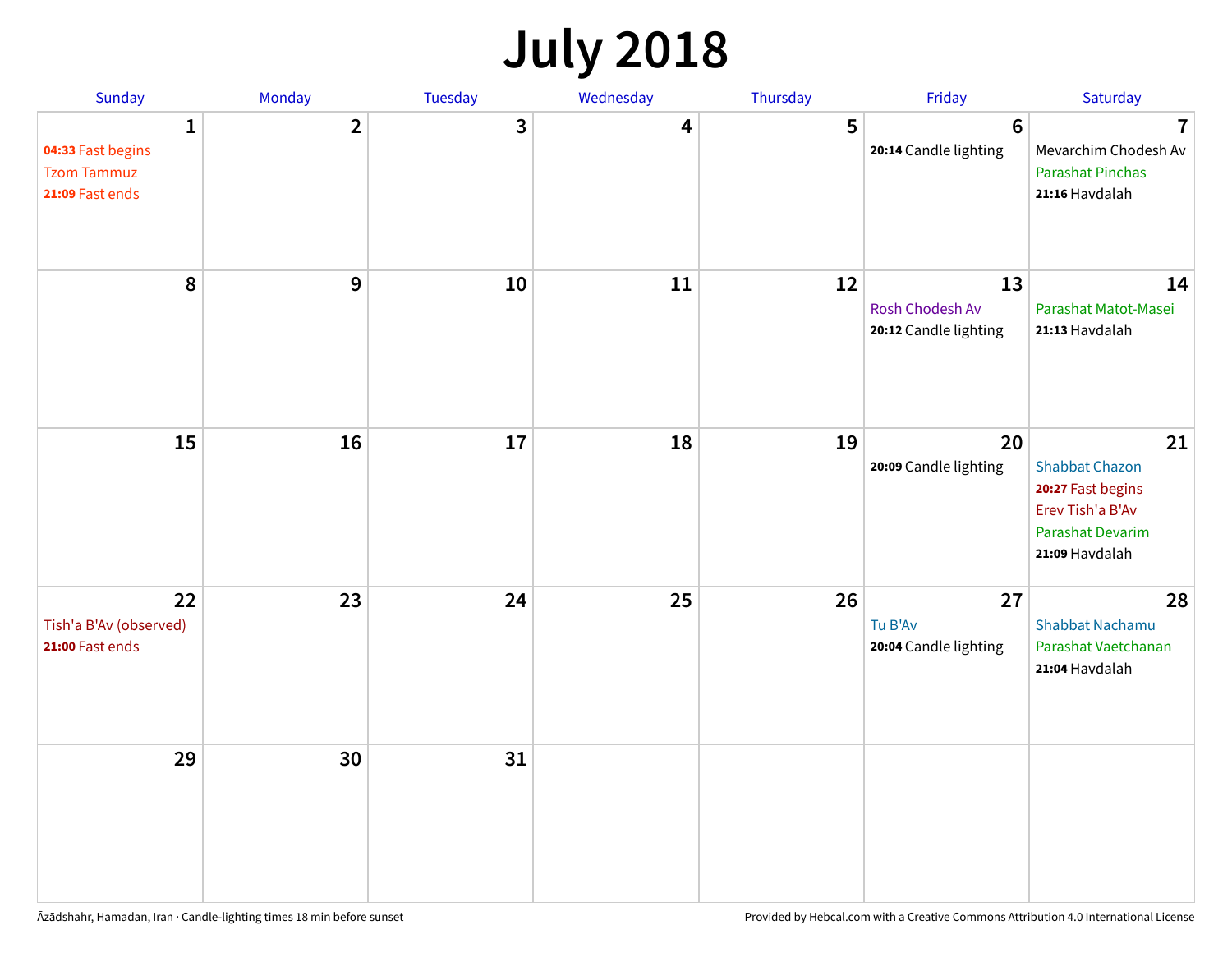# July 2018

| Sunday | Monday | Tuesday | Wednesday | Thursday | Friday | Saturday |
|---|---|---|---|---|---|---|
| **1**<br>**04:33** Fast begins<br>Tzom Tammuz<br>**21:09** Fast ends | **2** | **3** | **4** | **5** | **6**<br>**20:14** Candle lighting | **7**<br>Mevarchim Chodesh Av<br>Parashat Pinchas<br>**21:16** Havdalah |
| **8** | **9** | **10** | **11** | **12** | **13**<br>Rosh Chodesh Av<br>**20:12** Candle lighting | **14**<br>Parashat Matot-Masei<br>**21:13** Havdalah |
| **15** | **16** | **17** | **18** | **19** | **20**<br>**20:09** Candle lighting | **21**<br>Shabbat Chazon<br>**20:27** Fast begins<br>Erev Tish'a B'Av<br>Parashat Devarim<br>**21:09** Havdalah |
| **22**<br>Tish'a B'Av (observed)<br>**21:00** Fast ends | **23** | **24** | **25** | **26** | **27**<br>Tu B'Av<br>**20:04** Candle lighting | **28**<br>Shabbat Nachamu<br>Parashat Vaetchanan<br>**21:04** Havdalah |
| **29** | **30** | **31** | | | | |

Āzādshahr, Hamadan, Iran · Candle-lighting times 18 min before sunset

Provided by Hebcal.com with a Creative Commons Attribution 4.0 International License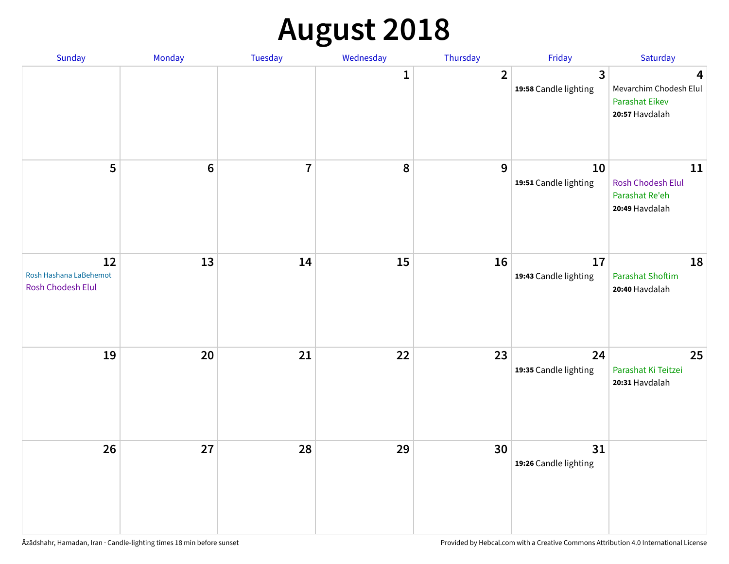# August 2018

| Sunday | Monday | Tuesday | Wednesday | Thursday | Friday | Saturday |
|---|---|---|---|---|---|---|
| | | | 1 | 2 | 3<br>**19:58** Candle lighting | 4<br>Mevarchim Chodesh Elul<br>Parashat Eikev<br>**20:57** Havdalah |
| 5 | 6 | 7 | 8 | 9 | 10<br>**19:51** Candle lighting | 11<br>Rosh Chodesh Elul<br>Parashat Re'eh<br>**20:49** Havdalah |
| 12<br>Rosh Hashana LaBehemot<br>Rosh Chodesh Elul | 13 | 14 | 15 | 16 | 17<br>**19:43** Candle lighting | 18<br>Parashat Shoftim<br>**20:40** Havdalah |
| 19 | 20 | 21 | 22 | 23 | 24<br>**19:35** Candle lighting | 25<br>Parashat Ki Teitzei<br>**20:31** Havdalah |
| 26 | 27 | 28 | 29 | 30 | 31<br>**19:26** Candle lighting | |

Āzādshahr, Hamadan, Iran · Candle-lighting times 18 min before sunset

Provided by Hebcal.com with a Creative Commons Attribution 4.0 International License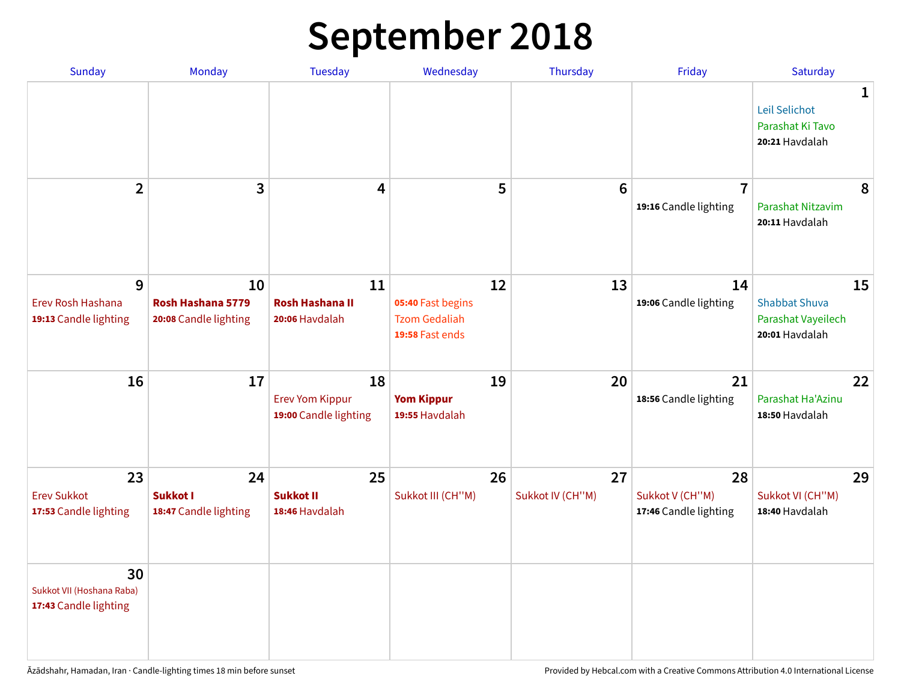# September 2018

| Sunday | Monday | Tuesday | Wednesday | Thursday | Friday | Saturday |
|---|---|---|---|---|---|---|
| | | | | | | **1**<br>Leil Selichot<br>Parashat Ki Tavo<br>**20:21** Havdalah |
| **2** | **3** | **4** | **5** | **6** | **7**<br>**19:16** Candle lighting | **8**<br>Parashat Nitzavim<br>**20:11** Havdalah |
| **9**<br>Erev Rosh Hashana<br>**19:13** Candle lighting | **10**<br>**Rosh Hashana 5779**<br>**20:08** Candle lighting | **11**<br>**Rosh Hashana II**<br>**20:06** Havdalah | **12**<br>**05:40** Fast begins<br>Tzom Gedaliah<br>**19:58** Fast ends | **13** | **14**<br>**19:06** Candle lighting | **15**<br>Shabbat Shuva<br>Parashat Vayeilech<br>**20:01** Havdalah |
| **16** | **17** | **18**<br>Erev Yom Kippur<br>**19:00** Candle lighting | **19**<br>**Yom Kippur**<br>**19:55** Havdalah | **20** | **21**<br>**18:56** Candle lighting | **22**<br>Parashat Ha'Azinu<br>**18:50** Havdalah |
| **23**<br>Erev Sukkot<br>**17:53** Candle lighting | **24**<br>**Sukkot I**<br>**18:47** Candle lighting | **25**<br>**Sukkot II**<br>**18:46** Havdalah | **26**<br>Sukkot III (CH''M) | **27**<br>Sukkot IV (CH''M) | **28**<br>Sukkot V (CH''M)<br>**17:46** Candle lighting | **29**<br>Sukkot VI (CH''M)<br>**18:40** Havdalah |
| **30**<br>Sukkot VII (Hoshana Raba)<br>**17:43** Candle lighting | | | | | | |

Āzādshahr, Hamadan, Iran · Candle-lighting times 18 min before sunset

Provided by Hebcal.com with a Creative Commons Attribution 4.0 International License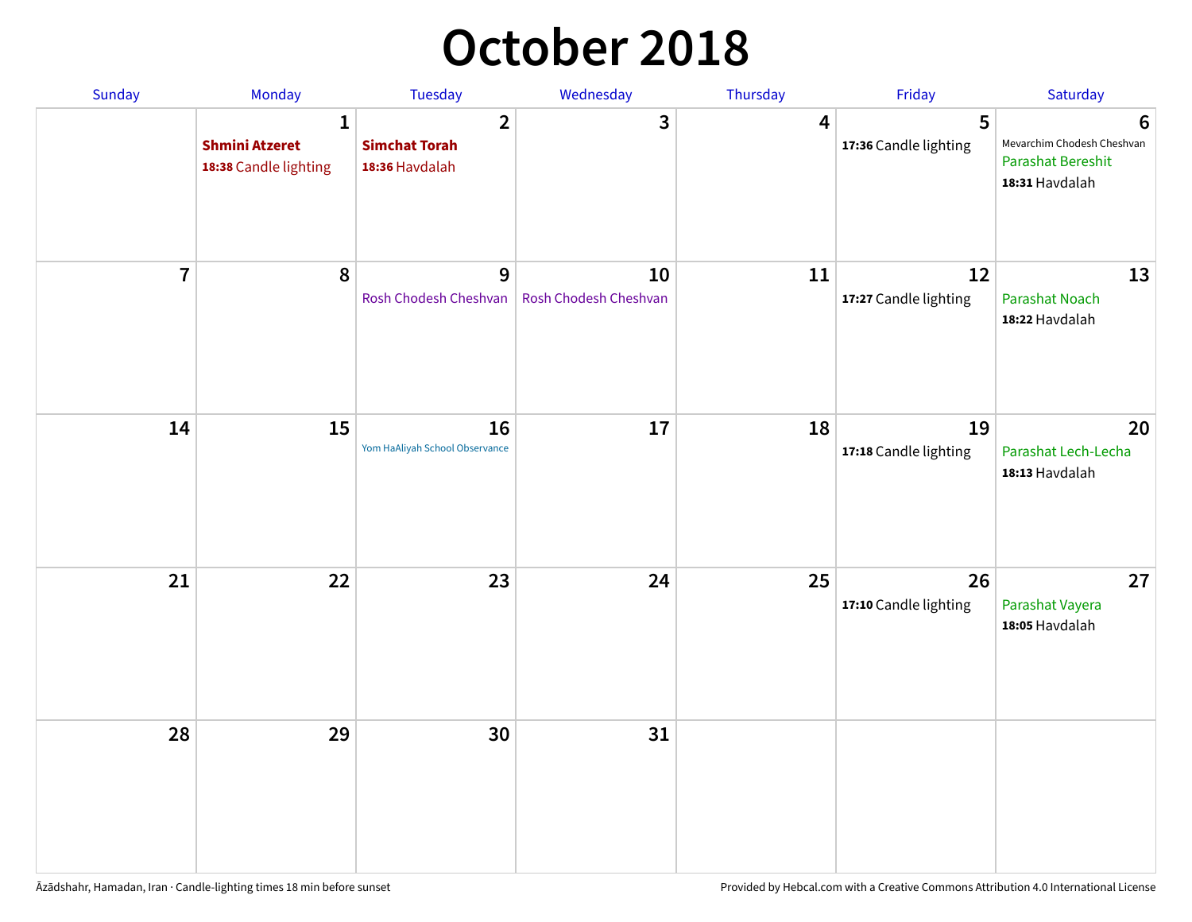# October 2018

| Sunday | Monday | Tuesday | Wednesday | Thursday | Friday | Saturday |
|---|---|---|---|---|---|---|
| | 1<br>**Shmini Atzeret**<br>**18:38** Candle lighting | 2<br>**Simchat Torah**<br>**18:36** Havdalah | 3 | 4 | 5<br>**17:36** Candle lighting | 6<br>Mevarchim Chodesh Cheshvan<br>Parashat Bereshit<br>**18:31** Havdalah |
| 7 | 8 | 9<br>Rosh Chodesh Cheshvan | 10<br>Rosh Chodesh Cheshvan | 11 | 12<br>**17:27** Candle lighting | 13<br>Parashat Noach<br>**18:22** Havdalah |
| 14 | 15 | 16<br>Yom HaAliyah School Observance | 17 | 18 | 19<br>**17:18** Candle lighting | 20<br>Parashat Lech-Lecha<br>**18:13** Havdalah |
| 21 | 22 | 23 | 24 | 25 | 26<br>**17:10** Candle lighting | 27<br>Parashat Vayera<br>**18:05** Havdalah |
| 28 | 29 | 30 | 31 | | | |

Āzādshahr, Hamadan, Iran · Candle-lighting times 18 min before sunset

Provided by Hebcal.com with a Creative Commons Attribution 4.0 International License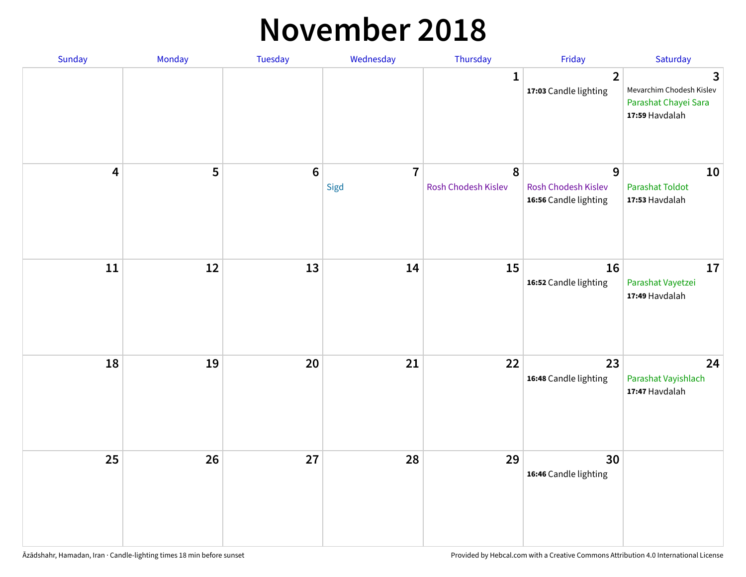# November 2018

| Sunday | Monday | Tuesday | Wednesday | Thursday | Friday | Saturday |
|---|---|---|---|---|---|---|
| | | | | 1 | 2<br>**17:03** Candle lighting | 3<br>Mevarchim Chodesh Kislev<br>Parashat Chayei Sara<br>**17:59** Havdalah |
| 4 | 5 | 6 | 7<br>Sigd | 8<br>Rosh Chodesh Kislev | 9<br>Rosh Chodesh Kislev<br>**16:56** Candle lighting | 10<br>Parashat Toldot<br>**17:53** Havdalah |
| 11 | 12 | 13 | 14 | 15 | 16<br>**16:52** Candle lighting | 17<br>Parashat Vayetzei<br>**17:49** Havdalah |
| 18 | 19 | 20 | 21 | 22 | 23<br>**16:48** Candle lighting | 24<br>Parashat Vayishlach<br>**17:47** Havdalah |
| 25 | 26 | 27 | 28 | 29 | 30<br>**16:46** Candle lighting | |

Āzādshahr, Hamadan, Iran · Candle-lighting times 18 min before sunset

Provided by Hebcal.com with a Creative Commons Attribution 4.0 International License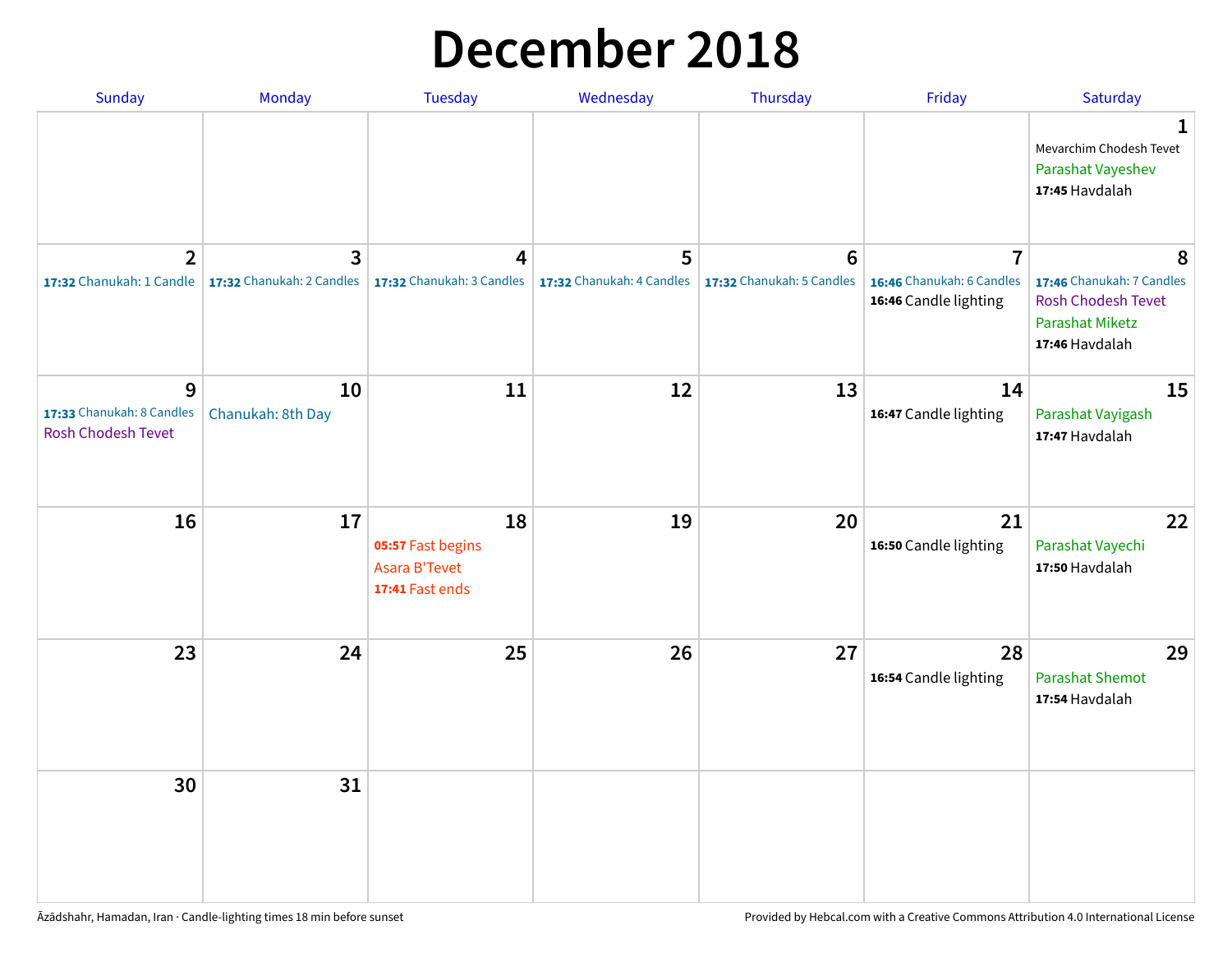# December 2018

| Sunday | Monday | Tuesday | Wednesday | Thursday | Friday | Saturday |
|---|---|---|---|---|---|---|
| | | | | | | **1** Mevarchim Chodesh Tevet<br>Parashat Vayeshev<br>**17:45** Havdalah |
| **2** **17:32** Chanukah: 1 Candle | **3** **17:32** Chanukah: 2 Candles | **4** **17:32** Chanukah: 3 Candles | **5** **17:32** Chanukah: 4 Candles | **6** **17:32** Chanukah: 5 Candles | **7** **16:46** Chanukah: 6 Candles<br>**16:46** Candle lighting | **8** **17:46** Chanukah: 7 Candles<br>Rosh Chodesh Tevet<br>Parashat Miketz<br>**17:46** Havdalah |
| **9** **17:33** Chanukah: 8 Candles<br>Rosh Chodesh Tevet | **10** Chanukah: 8th Day | **11** | **12** | **13** | **14** **16:47** Candle lighting | **15** Parashat Vayigash<br>**17:47** Havdalah |
| **16** | **17** | **18** **05:57** Fast begins<br>Asara B'Tevet<br>**17:41** Fast ends | **19** | **20** | **21** **16:50** Candle lighting | **22** Parashat Vayechi<br>**17:50** Havdalah |
| **23** | **24** | **25** | **26** | **27** | **28** **16:54** Candle lighting | **29** Parashat Shemot<br>**17:54** Havdalah |
| **30** | **31** | | | | | |

Āzādshahr, Hamadan, Iran · Candle-lighting times 18 min before sunset

Provided by Hebcal.com with a Creative Commons Attribution 4.0 International License